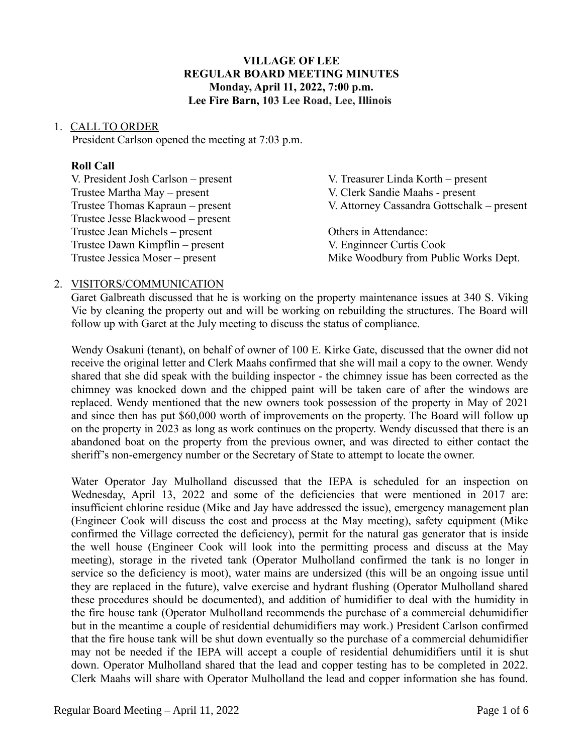# VILLAGE OF LEE
## REGULAR BOARD MEETING MINUTES
**Monday, April 11, 2022, 7:00 p.m.**
**Lee Fire Barn, 103 Lee Road, Lee, Illinois**

1. CALL TO ORDER

   President Carlson opened the meeting at 7:03 p.m.

   **Roll Call**

   V. President Josh Carlson – present
   Trustee Martha May – present
   Trustee Thomas Kapraun – present
   Trustee Jesse Blackwood – present
   Trustee Jean Michels – present
   Trustee Dawn Kimpflin – present
   Trustee Jessica Moser – present

   V. Treasurer Linda Korth – present
   V. Clerk Sandie Maahs - present
   V. Attorney Cassandra Gottschalk – present

   Others in Attendance:
   V. Enginneer Curtis Cook
   Mike Woodbury from Public Works Dept.

2. VISITORS/COMMUNICATION

   Garet Galbreath discussed that he is working on the property maintenance issues at 340 S. Viking Vie by cleaning the property out and will be working on rebuilding the structures. The Board will follow up with Garet at the July meeting to discuss the status of compliance.

   Wendy Osakuni (tenant), on behalf of owner of 100 E. Kirke Gate, discussed that the owner did not receive the original letter and Clerk Maahs confirmed that she will mail a copy to the owner. Wendy shared that she did speak with the building inspector - the chimney issue has been corrected as the chimney was knocked down and the chipped paint will be taken care of after the windows are replaced. Wendy mentioned that the new owners took possession of the property in May of 2021 and since then has put $60,000 worth of improvements on the property. The Board will follow up on the property in 2023 as long as work continues on the property. Wendy discussed that there is an abandoned boat on the property from the previous owner, and was directed to either contact the sheriff's non-emergency number or the Secretary of State to attempt to locate the owner.

   Water Operator Jay Mulholland discussed that the IEPA is scheduled for an inspection on Wednesday, April 13, 2022 and some of the deficiencies that were mentioned in 2017 are: insufficient chlorine residue (Mike and Jay have addressed the issue), emergency management plan (Engineer Cook will discuss the cost and process at the May meeting), safety equipment (Mike confirmed the Village corrected the deficiency), permit for the natural gas generator that is inside the well house (Engineer Cook will look into the permitting process and discuss at the May meeting), storage in the riveted tank (Operator Mulholland confirmed the tank is no longer in service so the deficiency is moot), water mains are undersized (this will be an ongoing issue until they are replaced in the future), valve exercise and hydrant flushing (Operator Mulholland shared these procedures should be documented), and addition of humidifier to deal with the humidity in the fire house tank (Operator Mulholland recommends the purchase of a commercial dehumidifier but in the meantime a couple of residential dehumidifiers may work.) President Carlson confirmed that the fire house tank will be shut down eventually so the purchase of a commercial dehumidifier may not be needed if the IEPA will accept a couple of residential dehumidifiers until it is shut down. Operator Mulholland shared that the lead and copper testing has to be completed in 2022. Clerk Maahs will share with Operator Mulholland the lead and copper information she has found.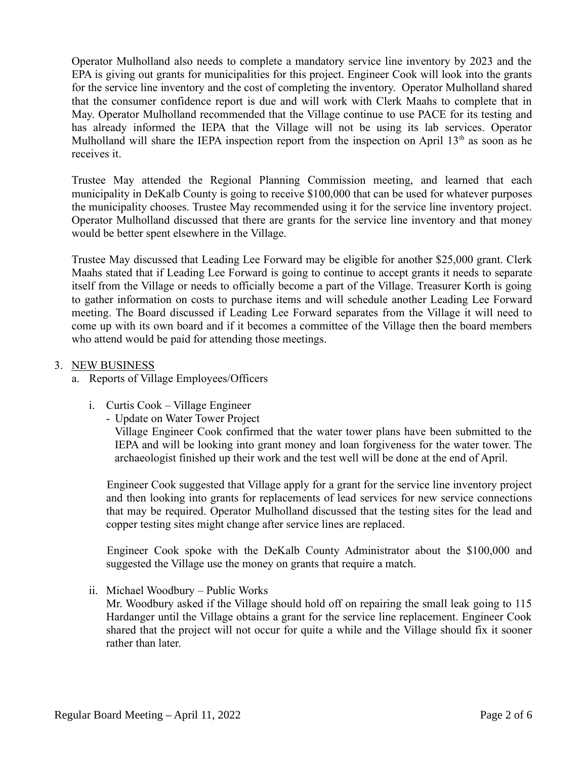Operator Mulholland also needs to complete a mandatory service line inventory by 2023 and the EPA is giving out grants for municipalities for this project. Engineer Cook will look into the grants for the service line inventory and the cost of completing the inventory. Operator Mulholland shared that the consumer confidence report is due and will work with Clerk Maahs to complete that in May. Operator Mulholland recommended that the Village continue to use PACE for its testing and has already informed the IEPA that the Village will not be using its lab services. Operator Mulholland will share the IEPA inspection report from the inspection on April 13th as soon as he receives it.

Trustee May attended the Regional Planning Commission meeting, and learned that each municipality in DeKalb County is going to receive $100,000 that can be used for whatever purposes the municipality chooses. Trustee May recommended using it for the service line inventory project. Operator Mulholland discussed that there are grants for the service line inventory and that money would be better spent elsewhere in the Village.

Trustee May discussed that Leading Lee Forward may be eligible for another $25,000 grant. Clerk Maahs stated that if Leading Lee Forward is going to continue to accept grants it needs to separate itself from the Village or needs to officially become a part of the Village. Treasurer Korth is going to gather information on costs to purchase items and will schedule another Leading Lee Forward meeting. The Board discussed if Leading Lee Forward separates from the Village it will need to come up with its own board and if it becomes a committee of the Village then the board members who attend would be paid for attending those meetings.

3. NEW BUSINESS
   a. Reports of Village Employees/Officers

      i. Curtis Cook – Village Engineer
         - Update on Water Tower Project

         Village Engineer Cook confirmed that the water tower plans have been submitted to the IEPA and will be looking into grant money and loan forgiveness for the water tower. The archaeologist finished up their work and the test well will be done at the end of April.

         Engineer Cook suggested that Village apply for a grant for the service line inventory project and then looking into grants for replacements of lead services for new service connections that may be required. Operator Mulholland discussed that the testing sites for the lead and copper testing sites might change after service lines are replaced.

         Engineer Cook spoke with the DeKalb County Administrator about the $100,000 and suggested the Village use the money on grants that require a match.

      ii. Michael Woodbury – Public Works

         Mr. Woodbury asked if the Village should hold off on repairing the small leak going to 115 Hardanger until the Village obtains a grant for the service line replacement. Engineer Cook shared that the project will not occur for quite a while and the Village should fix it sooner rather than later.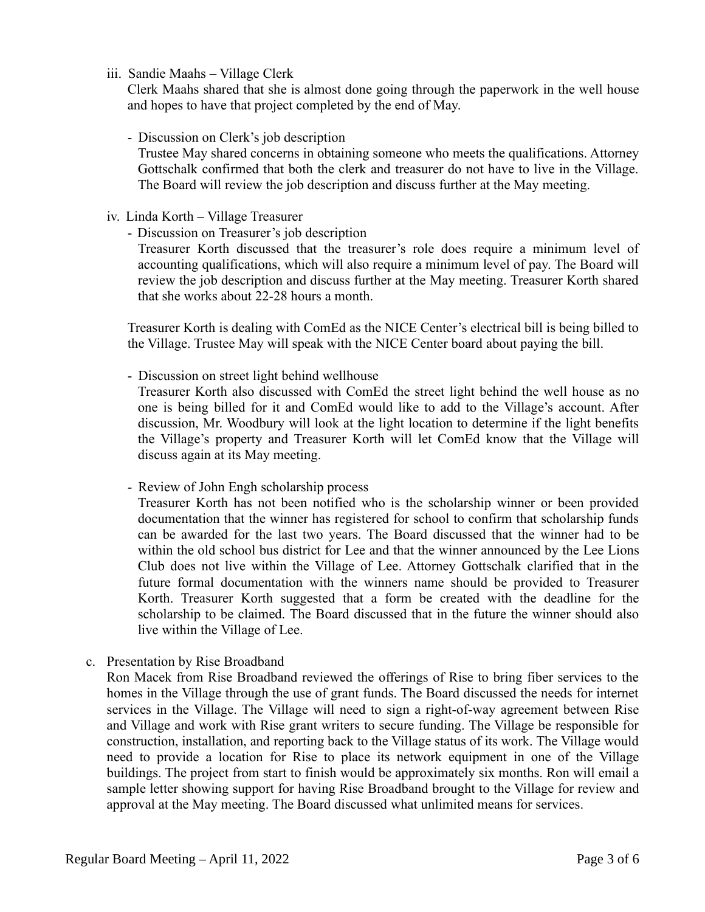iii. Sandie Maahs – Village Clerk

Clerk Maahs shared that she is almost done going through the paperwork in the well house and hopes to have that project completed by the end of May.

- Discussion on Clerk's job description

  Trustee May shared concerns in obtaining someone who meets the qualifications. Attorney Gottschalk confirmed that both the clerk and treasurer do not have to live in the Village. The Board will review the job description and discuss further at the May meeting.

iv. Linda Korth – Village Treasurer

- Discussion on Treasurer's job description

  Treasurer Korth discussed that the treasurer's role does require a minimum level of accounting qualifications, which will also require a minimum level of pay. The Board will review the job description and discuss further at the May meeting. Treasurer Korth shared that she works about 22-28 hours a month.

Treasurer Korth is dealing with ComEd as the NICE Center's electrical bill is being billed to the Village. Trustee May will speak with the NICE Center board about paying the bill.

- Discussion on street light behind wellhouse

  Treasurer Korth also discussed with ComEd the street light behind the well house as no one is being billed for it and ComEd would like to add to the Village's account. After discussion, Mr. Woodbury will look at the light location to determine if the light benefits the Village's property and Treasurer Korth will let ComEd know that the Village will discuss again at its May meeting.

- Review of John Engh scholarship process

  Treasurer Korth has not been notified who is the scholarship winner or been provided documentation that the winner has registered for school to confirm that scholarship funds can be awarded for the last two years. The Board discussed that the winner had to be within the old school bus district for Lee and that the winner announced by the Lee Lions Club does not live within the Village of Lee. Attorney Gottschalk clarified that in the future formal documentation with the winners name should be provided to Treasurer Korth. Treasurer Korth suggested that a form be created with the deadline for the scholarship to be claimed. The Board discussed that in the future the winner should also live within the Village of Lee.

c. Presentation by Rise Broadband

Ron Macek from Rise Broadband reviewed the offerings of Rise to bring fiber services to the homes in the Village through the use of grant funds. The Board discussed the needs for internet services in the Village. The Village will need to sign a right-of-way agreement between Rise and Village and work with Rise grant writers to secure funding. The Village be responsible for construction, installation, and reporting back to the Village status of its work. The Village would need to provide a location for Rise to place its network equipment in one of the Village buildings. The project from start to finish would be approximately six months. Ron will email a sample letter showing support for having Rise Broadband brought to the Village for review and approval at the May meeting. The Board discussed what unlimited means for services.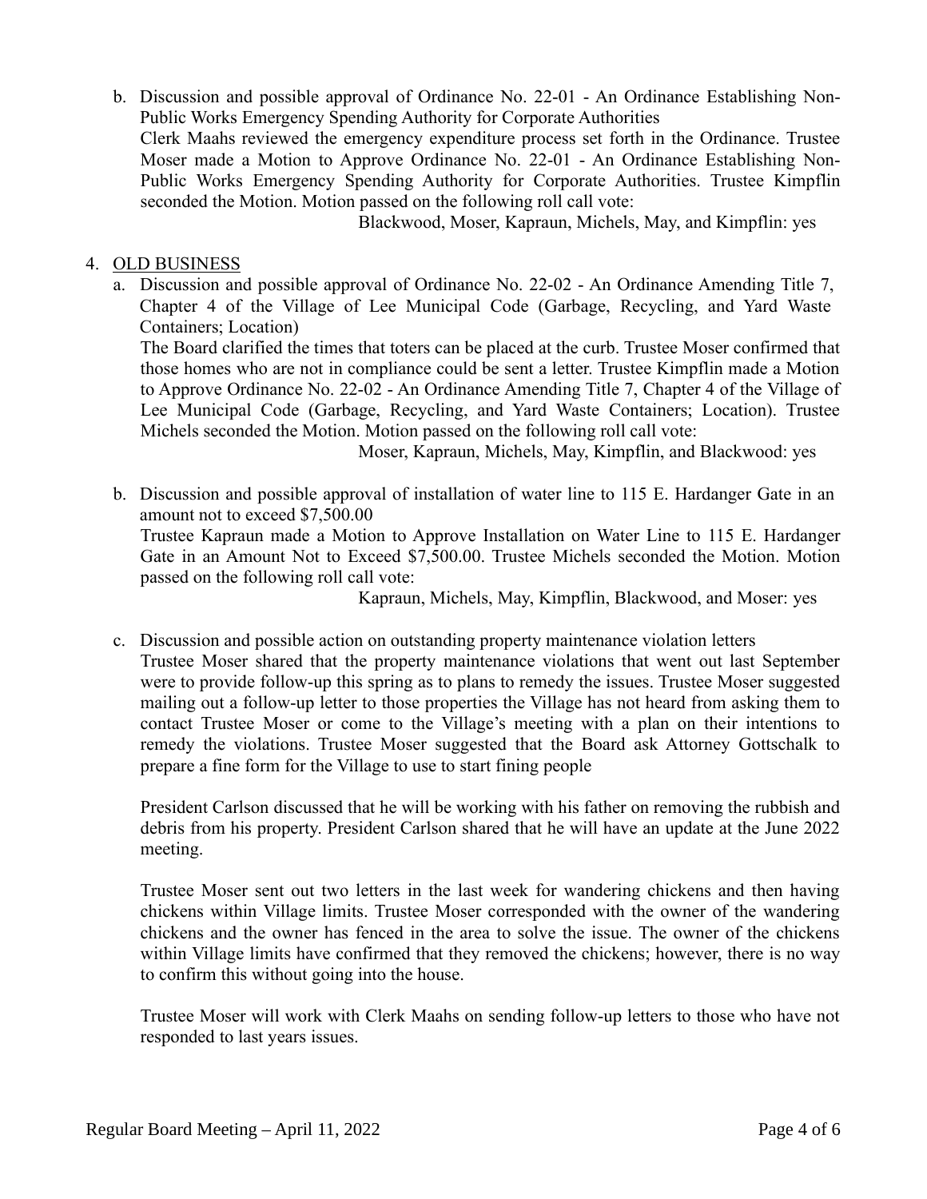b. Discussion and possible approval of Ordinance No. 22-01 - An Ordinance Establishing Non-Public Works Emergency Spending Authority for Corporate Authorities

   Clerk Maahs reviewed the emergency expenditure process set forth in the Ordinance. Trustee Moser made a Motion to Approve Ordinance No. 22-01 - An Ordinance Establishing Non-Public Works Emergency Spending Authority for Corporate Authorities. Trustee Kimpflin seconded the Motion. Motion passed on the following roll call vote:

   Blackwood, Moser, Kapraun, Michels, May, and Kimpflin: yes

4. <u>OLD BUSINESS</u>

   a. Discussion and possible approval of Ordinance No. 22-02 - An Ordinance Amending Title 7, Chapter 4 of the Village of Lee Municipal Code (Garbage, Recycling, and Yard Waste Containers; Location)

   The Board clarified the times that toters can be placed at the curb. Trustee Moser confirmed that those homes who are not in compliance could be sent a letter. Trustee Kimpflin made a Motion to Approve Ordinance No. 22-02 - An Ordinance Amending Title 7, Chapter 4 of the Village of Lee Municipal Code (Garbage, Recycling, and Yard Waste Containers; Location). Trustee Michels seconded the Motion. Motion passed on the following roll call vote:

   Moser, Kapraun, Michels, May, Kimpflin, and Blackwood: yes

   b. Discussion and possible approval of installation of water line to 115 E. Hardanger Gate in an amount not to exceed $7,500.00

   Trustee Kapraun made a Motion to Approve Installation on Water Line to 115 E. Hardanger Gate in an Amount Not to Exceed $7,500.00. Trustee Michels seconded the Motion. Motion passed on the following roll call vote:

   Kapraun, Michels, May, Kimpflin, Blackwood, and Moser: yes

   c. Discussion and possible action on outstanding property maintenance violation letters

   Trustee Moser shared that the property maintenance violations that went out last September were to provide follow-up this spring as to plans to remedy the issues. Trustee Moser suggested mailing out a follow-up letter to those properties the Village has not heard from asking them to contact Trustee Moser or come to the Village's meeting with a plan on their intentions to remedy the violations. Trustee Moser suggested that the Board ask Attorney Gottschalk to prepare a fine form for the Village to use to start fining people

   President Carlson discussed that he will be working with his father on removing the rubbish and debris from his property. President Carlson shared that he will have an update at the June 2022 meeting.

   Trustee Moser sent out two letters in the last week for wandering chickens and then having chickens within Village limits. Trustee Moser corresponded with the owner of the wandering chickens and the owner has fenced in the area to solve the issue. The owner of the chickens within Village limits have confirmed that they removed the chickens; however, there is no way to confirm this without going into the house.

   Trustee Moser will work with Clerk Maahs on sending follow-up letters to those who have not responded to last years issues.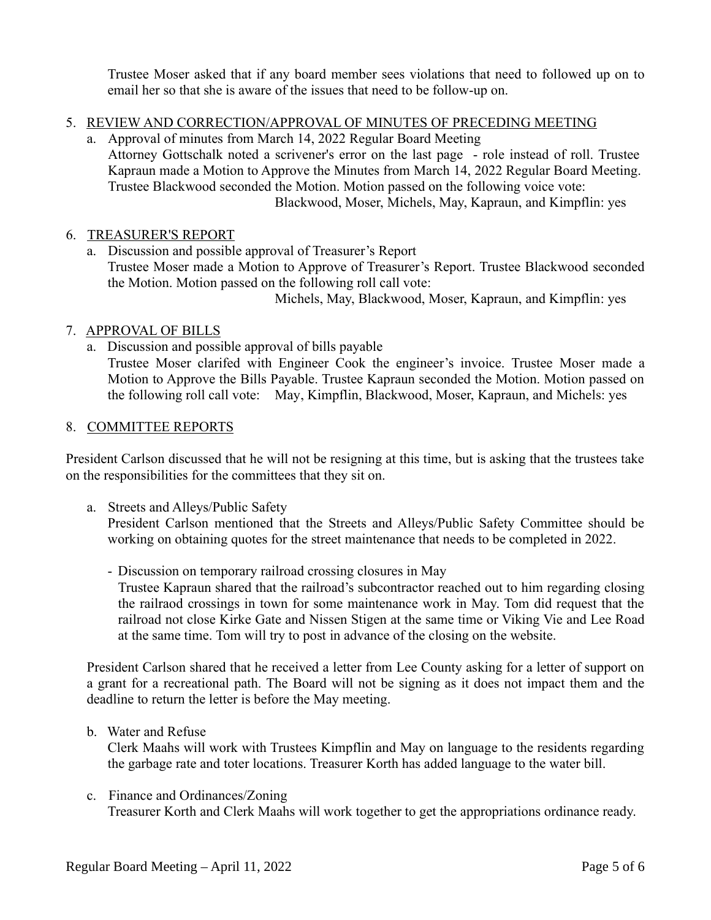Trustee Moser asked that if any board member sees violations that need to followed up on to email her so that she is aware of the issues that need to be follow-up on.

5. <u>REVIEW AND CORRECTION/APPROVAL OF MINUTES OF PRECEDING MEETING</u>
   a. Approval of minutes from March 14, 2022 Regular Board Meeting
      Attorney Gottschalk noted a scrivener's error on the last page - role instead of roll. Trustee Kapraun made a Motion to Approve the Minutes from March 14, 2022 Regular Board Meeting. Trustee Blackwood seconded the Motion. Motion passed on the following voice vote:
      Blackwood, Moser, Michels, May, Kapraun, and Kimpflin: yes

6. <u>TREASURER'S REPORT</u>
   a. Discussion and possible approval of Treasurer's Report
      Trustee Moser made a Motion to Approve of Treasurer's Report. Trustee Blackwood seconded the Motion. Motion passed on the following roll call vote:
      Michels, May, Blackwood, Moser, Kapraun, and Kimpflin: yes

7. <u>APPROVAL OF BILLS</u>
   a. Discussion and possible approval of bills payable
      Trustee Moser clarifed with Engineer Cook the engineer's invoice. Trustee Moser made a Motion to Approve the Bills Payable. Trustee Kapraun seconded the Motion. Motion passed on the following roll call vote: May, Kimpflin, Blackwood, Moser, Kapraun, and Michels: yes

8. <u>COMMITTEE REPORTS</u>

President Carlson discussed that he will not be resigning at this time, but is asking that the trustees take on the responsibilities for the committees that they sit on.

a. Streets and Alleys/Public Safety
   President Carlson mentioned that the Streets and Alleys/Public Safety Committee should be working on obtaining quotes for the street maintenance that needs to be completed in 2022.

   - Discussion on temporary railroad crossing closures in May
     Trustee Kapraun shared that the railroad's subcontractor reached out to him regarding closing the railraod crossings in town for some maintenance work in May. Tom did request that the railroad not close Kirke Gate and Nissen Stigen at the same time or Viking Vie and Lee Road at the same time. Tom will try to post in advance of the closing on the website.

President Carlson shared that he received a letter from Lee County asking for a letter of support on a grant for a recreational path. The Board will not be signing as it does not impact them and the deadline to return the letter is before the May meeting.

b. Water and Refuse
   Clerk Maahs will work with Trustees Kimpflin and May on language to the residents regarding the garbage rate and toter locations. Treasurer Korth has added language to the water bill.

c. Finance and Ordinances/Zoning
   Treasurer Korth and Clerk Maahs will work together to get the appropriations ordinance ready.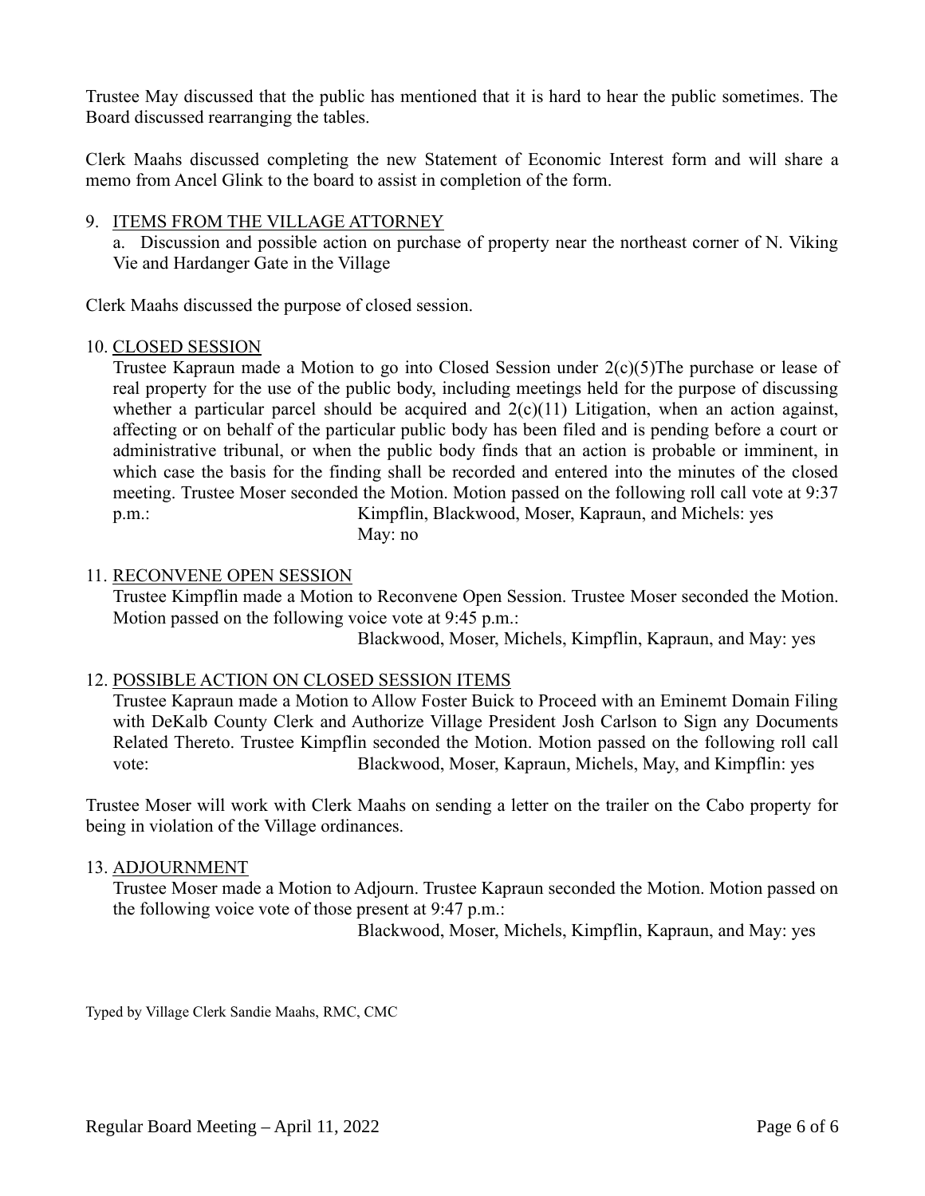Trustee May discussed that the public has mentioned that it is hard to hear the public sometimes. The Board discussed rearranging the tables.

Clerk Maahs discussed completing the new Statement of Economic Interest form and will share a memo from Ancel Glink to the board to assist in completion of the form.

9. ITEMS FROM THE VILLAGE ATTORNEY

   a. Discussion and possible action on purchase of property near the northeast corner of N. Viking Vie and Hardanger Gate in the Village

Clerk Maahs discussed the purpose of closed session.

10. CLOSED SESSION

    Trustee Kapraun made a Motion to go into Closed Session under 2(c)(5)The purchase or lease of real property for the use of the public body, including meetings held for the purpose of discussing whether a particular parcel should be acquired and 2(c)(11) Litigation, when an action against, affecting or on behalf of the particular public body has been filed and is pending before a court or administrative tribunal, or when the public body finds that an action is probable or imminent, in which case the basis for the finding shall be recorded and entered into the minutes of the closed meeting. Trustee Moser seconded the Motion. Motion passed on the following roll call vote at 9:37 p.m.: Kimpflin, Blackwood, Moser, Kapraun, and Michels: yes
    May: no

11. RECONVENE OPEN SESSION

    Trustee Kimpflin made a Motion to Reconvene Open Session. Trustee Moser seconded the Motion. Motion passed on the following voice vote at 9:45 p.m.:
    Blackwood, Moser, Michels, Kimpflin, Kapraun, and May: yes

12. POSSIBLE ACTION ON CLOSED SESSION ITEMS

    Trustee Kapraun made a Motion to Allow Foster Buick to Proceed with an Eminemt Domain Filing with DeKalb County Clerk and Authorize Village President Josh Carlson to Sign any Documents Related Thereto. Trustee Kimpflin seconded the Motion. Motion passed on the following roll call vote: Blackwood, Moser, Kapraun, Michels, May, and Kimpflin: yes

Trustee Moser will work with Clerk Maahs on sending a letter on the trailer on the Cabo property for being in violation of the Village ordinances.

13. ADJOURNMENT

    Trustee Moser made a Motion to Adjourn. Trustee Kapraun seconded the Motion. Motion passed on the following voice vote of those present at 9:47 p.m.:
    Blackwood, Moser, Michels, Kimpflin, Kapraun, and May: yes

Typed by Village Clerk Sandie Maahs, RMC, CMC